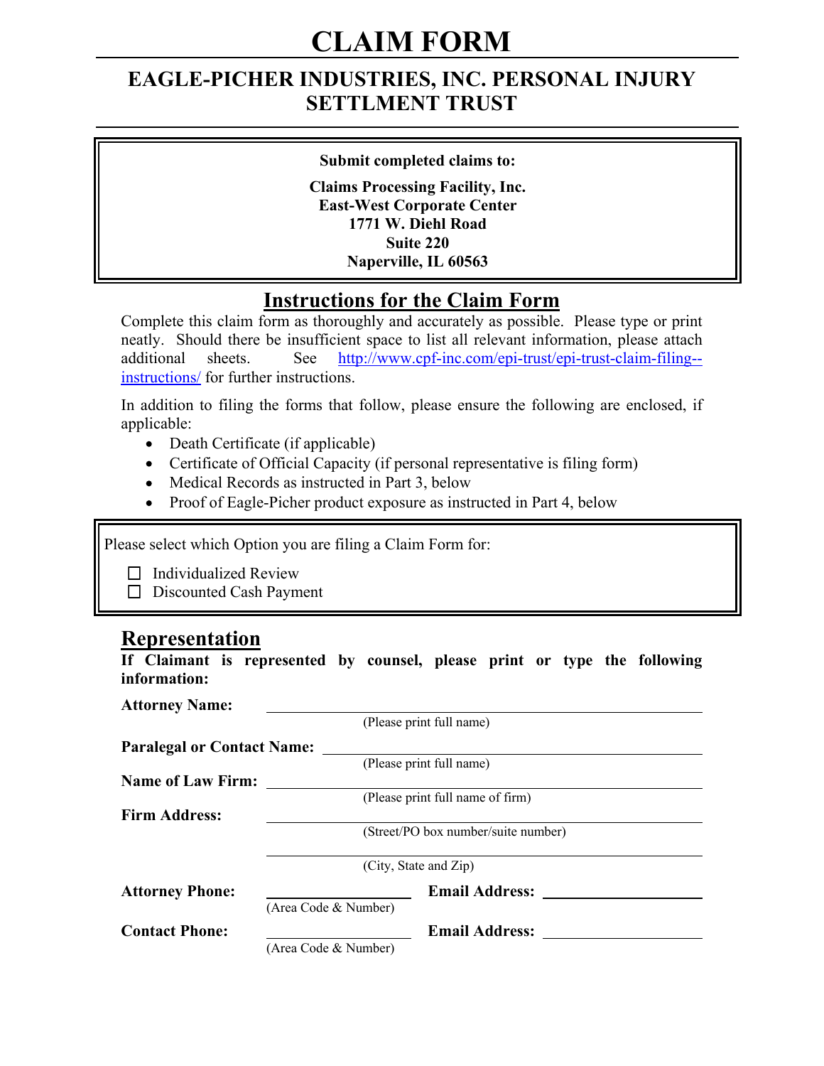# CLAIM FORM

## EAGLE-PICHER INDUSTRIES, INC. PERSONAL INJURY SETTLEMENT TRUST

**Submit completed claims to:**

**Claims Processing Facility, Inc.**
**East-West Corporate Center**
**1771 W. Diehl Road**
**Suite 220**
**Naperville, IL 60563**

## Instructions for the Claim Form

Complete this claim form as thoroughly and accurately as possible. Please type or print neatly. Should there be insufficient space to list all relevant information, please attach additional sheets. See http://www.cpf-inc.com/epi-trust/epi-trust-claim-filing--instructions/ for further instructions.

In addition to filing the forms that follow, please ensure the following are enclosed, if applicable:

- Death Certificate (if applicable)
- Certificate of Official Capacity (if personal representative is filing form)
- Medical Records as instructed in Part 3, below
- Proof of Eagle-Picher product exposure as instructed in Part 4, below

Please select which Option you are filing a Claim Form for:

☐ Individualized Review
☐ Discounted Cash Payment

## Representation

**If Claimant is represented by counsel, please print or type the following information:**

**Attorney Name:** ______________________________
(Please print full name)

**Paralegal or Contact Name:** ______________________________
(Please print full name)

**Name of Law Firm:** ______________________________
(Please print full name of firm)

**Firm Address:** ______________________________
(Street/PO box number/suite number)

______________________________
(City, State and Zip)

**Attorney Phone:** ______________ **Email Address:** ______________
(Area Code & Number)

**Contact Phone:** ______________ **Email Address:** ______________
(Area Code & Number)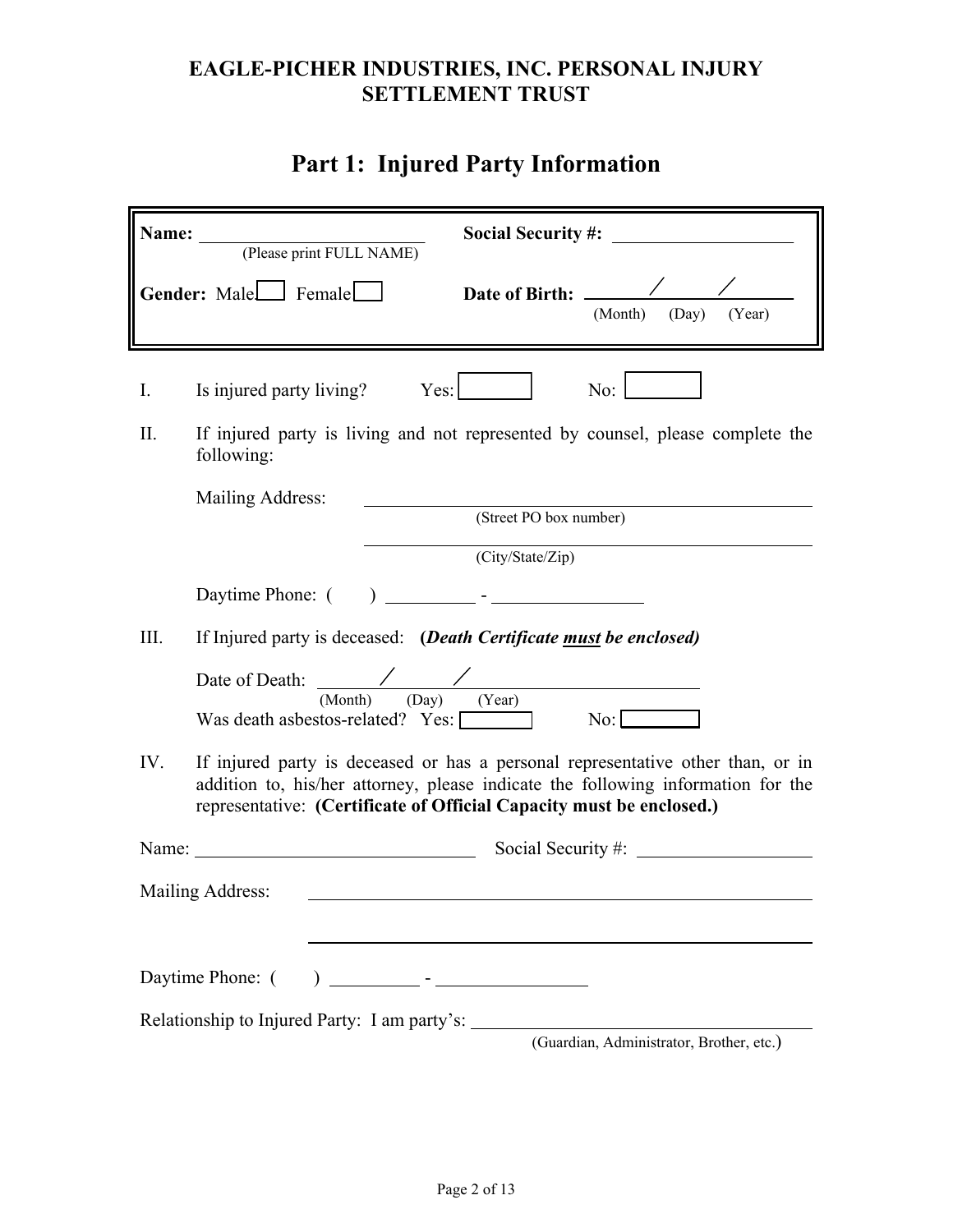**EAGLE-PICHER INDUSTRIES, INC. PERSONAL INJURY SETTLEMENT TRUST**

# Part 1: Injured Party Information

**Name:** \_\_\_\_\_\_\_\_\_\_\_\_\_\_\_\_\_\_\_\_\_\_\_\_ (Please print FULL NAME) **Social Security #:** \_\_\_\_\_\_\_\_\_\_\_\_\_\_\_\_\_\_

**Gender:** Male ☐ Female ☐ **Date of Birth:** \_\_\_\_\_ / \_\_\_\_\_ / \_\_\_\_\_ (Month) (Day) (Year)

I. Is injured party living? Yes: ☐ No: ☐

II. If injured party is living and not represented by counsel, please complete the following:

Mailing Address: \_\_\_\_\_\_\_\_\_\_\_\_\_\_\_\_\_\_\_\_\_\_\_\_\_\_\_\_\_\_\_\_\_\_\_\_\_\_\_\_ (Street PO box number)

\_\_\_\_\_\_\_\_\_\_\_\_\_\_\_\_\_\_\_\_\_\_\_\_\_\_\_\_\_\_\_\_\_\_\_\_\_\_\_\_ (City/State/Zip)

Daytime Phone: ( ) \_\_\_\_\_\_\_\_ - \_\_\_\_\_\_\_\_\_\_\_\_

III. If Injured party is deceased: **(*Death Certificate <u>must</u> be enclosed)***

Date of Death: \_\_\_\_\_ / \_\_\_\_\_ / \_\_\_\_\_ (Month) (Day) (Year)

Was death asbestos-related? Yes: ☐ No: ☐

IV. If injured party is deceased or has a personal representative other than, or in addition to, his/her attorney, please indicate the following information for the representative: **(Certificate of Official Capacity must be enclosed.)**

Name: \_\_\_\_\_\_\_\_\_\_\_\_\_\_\_\_\_\_\_\_\_\_\_\_\_\_ Social Security #: \_\_\_\_\_\_\_\_\_\_\_\_\_\_\_\_\_\_

Mailing Address: \_\_\_\_\_\_\_\_\_\_\_\_\_\_\_\_\_\_\_\_\_\_\_\_\_\_\_\_\_\_\_\_\_\_\_\_\_\_\_\_

\_\_\_\_\_\_\_\_\_\_\_\_\_\_\_\_\_\_\_\_\_\_\_\_\_\_\_\_\_\_\_\_\_\_\_\_\_\_\_\_

Daytime Phone: ( ) \_\_\_\_\_\_\_\_ - \_\_\_\_\_\_\_\_\_\_\_\_

Relationship to Injured Party: I am party's: \_\_\_\_\_\_\_\_\_\_\_\_\_\_\_\_\_\_\_\_\_\_\_\_\_\_\_\_\_\_ (Guardian, Administrator, Brother, etc.)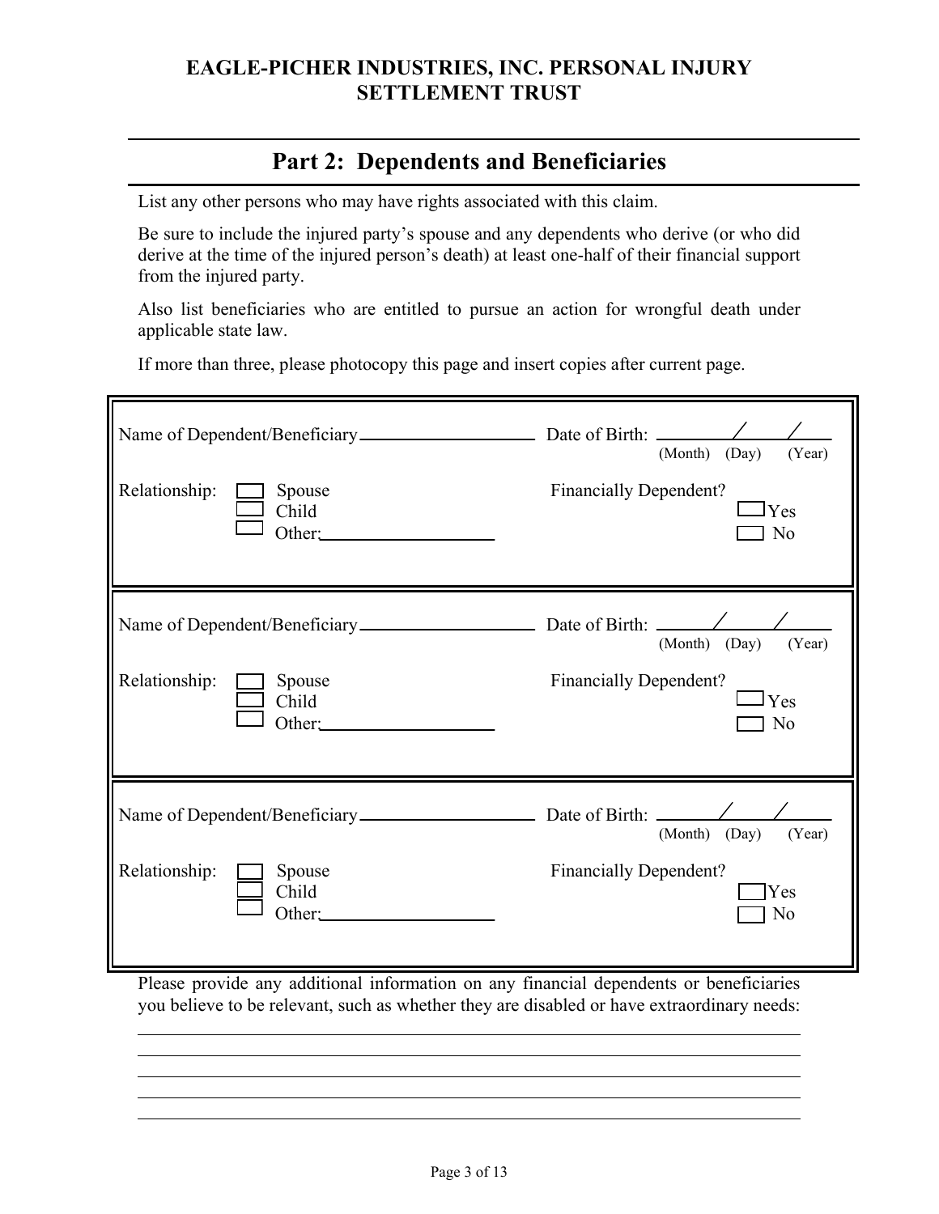## EAGLE-PICHER INDUSTRIES, INC. PERSONAL INJURY SETTLEMENT TRUST

# Part 2: Dependents and Beneficiaries

List any other persons who may have rights associated with this claim.

Be sure to include the injured party's spouse and any dependents who derive (or who did derive at the time of the injured person's death) at least one-half of their financial support from the injured party.

Also list beneficiaries who are entitled to pursue an action for wrongful death under applicable state law.

If more than three, please photocopy this page and insert copies after current page.

---

Name of Dependent/Beneficiary ____________________ Date of Birth: ______/______/______
(Month) (Day) (Year)

Relationship: ☐ Spouse ☐ Child ☐ Other: ____________________

Financially Dependent? ☐ Yes ☐ No

---

Name of Dependent/Beneficiary ____________________ Date of Birth: ______/______/______
(Month) (Day) (Year)

Relationship: ☐ Spouse ☐ Child ☐ Other: ____________________

Financially Dependent? ☐ Yes ☐ No

---

Name of Dependent/Beneficiary ____________________ Date of Birth: ______/______/______
(Month) (Day) (Year)

Relationship: ☐ Spouse ☐ Child ☐ Other: ____________________

Financially Dependent? ☐ Yes ☐ No

---

Please provide any additional information on any financial dependents or beneficiaries you believe to be relevant, such as whether they are disabled or have extraordinary needs:

______________________________________________________________________

______________________________________________________________________

______________________________________________________________________

______________________________________________________________________

______________________________________________________________________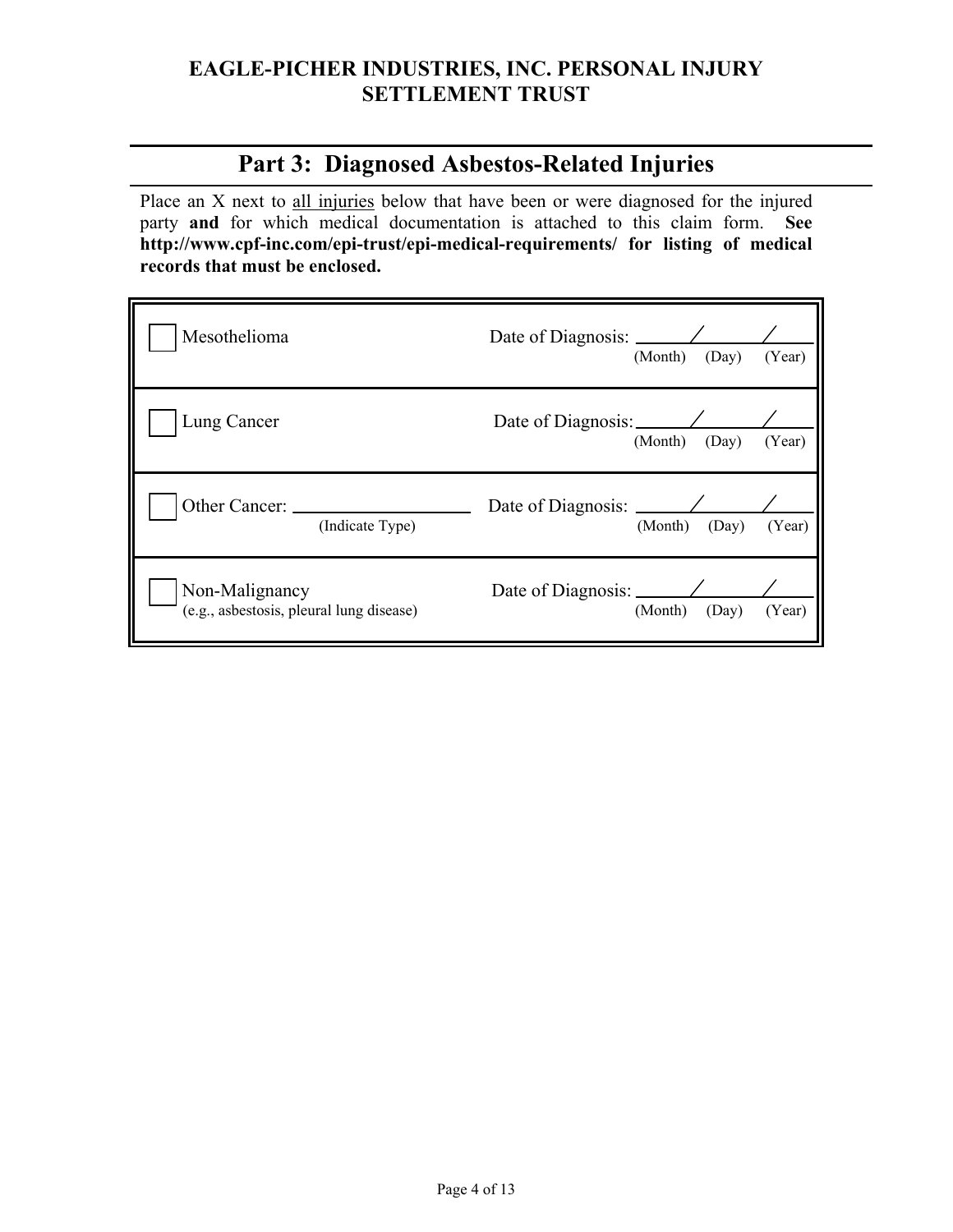# EAGLE-PICHER INDUSTRIES, INC. PERSONAL INJURY SETTLEMENT TRUST

## Part 3: Diagnosed Asbestos-Related Injuries

Place an X next to <u>all injuries</u> below that have been or were diagnosed for the injured party **and** for which medical documentation is attached to this claim form. **See http://www.cpf-inc.com/epi-trust/epi-medical-requirements/ for listing of medical records that must be enclosed.**

| Injury | Date of Diagnosis |
|---|---|
| ☐ Mesothelioma | Date of Diagnosis: \_\_\_\_/\_\_\_\_/\_\_\_\_ (Month) (Day) (Year) |
| ☐ Lung Cancer | Date of Diagnosis: \_\_\_\_/\_\_\_\_/\_\_\_\_ (Month) (Day) (Year) |
| ☐ Other Cancer: \_\_\_\_\_\_\_\_\_\_ (Indicate Type) | Date of Diagnosis: \_\_\_\_/\_\_\_\_/\_\_\_\_ (Month) (Day) (Year) |
| ☐ Non-Malignancy (e.g., asbestosis, pleural lung disease) | Date of Diagnosis: \_\_\_\_/\_\_\_\_/\_\_\_\_ (Month) (Day) (Year) |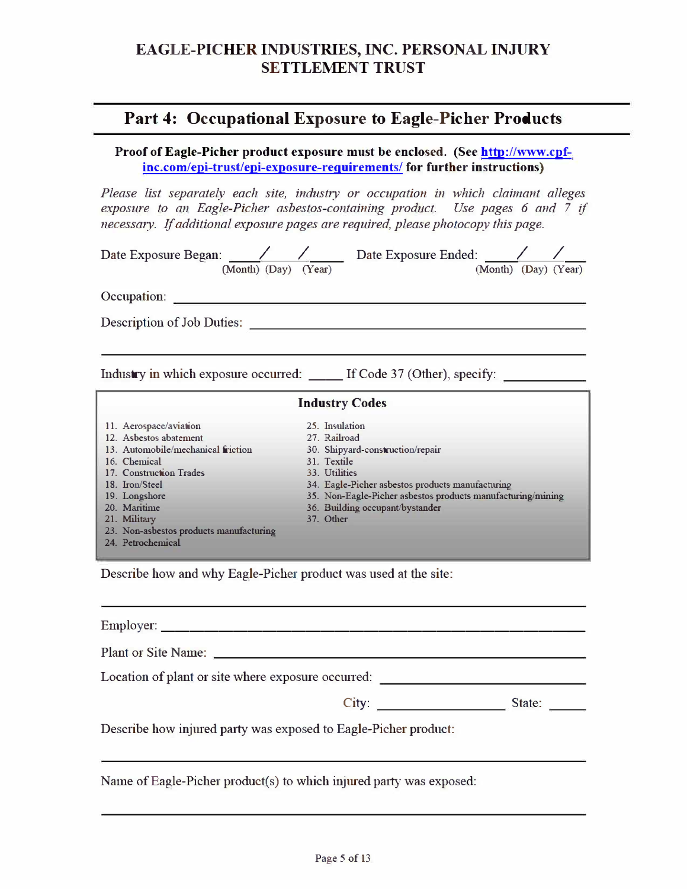# EAGLE-PICHER INDUSTRIES, INC. PERSONAL INJURY SETTLEMENT TRUST

## Part 4: Occupational Exposure to Eagle-Picher Products

**Proof of Eagle-Picher product exposure must be enclosed. (See [http://www.cpf-inc.com/epi-trust/epi-exposure-requirements/](http://www.cpf-inc.com/epi-trust/epi-exposure-requirements/) for further instructions)**

*Please list separately each site, industry or occupation in which claimant alleges exposure to an Eagle-Picher asbestos-containing product. Use pages 6 and 7 if necessary. If additional exposure pages are required, please photocopy this page.*

Date Exposure Began: ____/____/____ (Month) (Day) (Year) Date Exposure Ended: ____/____/____ (Month) (Day) (Year)

Occupation: ______________________________________________

Description of Job Duties: ______________________________________________

______________________________________________

Industry in which exposure occurred: _____ If Code 37 (Other), specify: ____________

**Industry Codes**

| | |
|---|---|
| 11. Aerospace/aviation | 25. Insulation |
| 12. Asbestos abatement | 27. Railroad |
| 13. Automobile/mechanical friction | 30. Shipyard-construction/repair |
| 16. Chemical | 31. Textile |
| 17. Construction Trades | 33. Utilities |
| 18. Iron/Steel | 34. Eagle-Picher asbestos products manufacturing |
| 19. Longshore | 35. Non-Eagle-Picher asbestos products manufacturing/mining |
| 20. Maritime | 36. Building occupant/bystander |
| 21. Military | 37. Other |
| 23. Non-asbestos products manufacturing | |
| 24. Petrochemical | |

Describe how and why Eagle-Picher product was used at the site:

______________________________________________

Employer: ______________________________________________

Plant or Site Name: ______________________________________________

Location of plant or site where exposure occurred: ______________________________

City: ____________________ State: _____

Describe how injured party was exposed to Eagle-Picher product:

______________________________________________

Name of Eagle-Picher product(s) to which injured party was exposed:

______________________________________________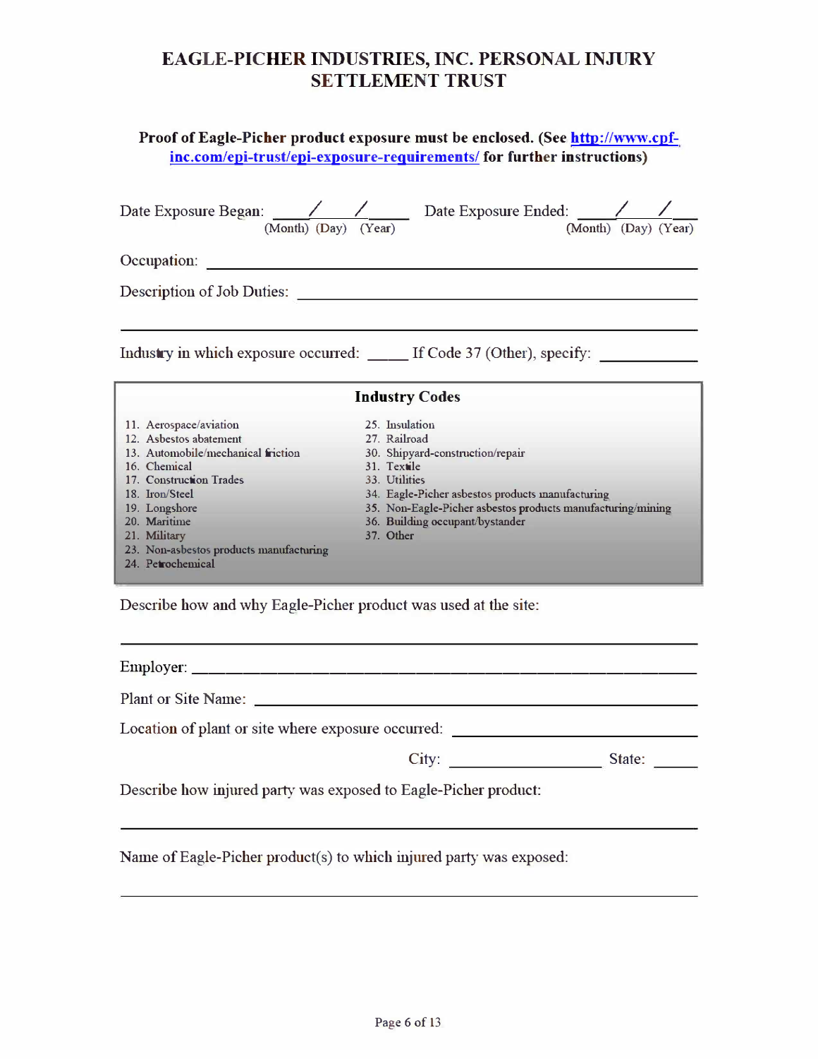# EAGLE-PICHER INDUSTRIES, INC. PERSONAL INJURY SETTLEMENT TRUST

**Proof of Eagle-Picher product exposure must be enclosed. (See [http://www.cpf-inc.com/epi-trust/epi-exposure-requirements/](http://www.cpf-inc.com/epi-trust/epi-exposure-requirements/) for further instructions)**

Date Exposure Began: ____/____/____ (Month) (Day) (Year)   Date Exposure Ended: ____/____/____ (Month) (Day) (Year)

Occupation: ______________________________

Description of Job Duties: ______________________________

______________________________

Industry in which exposure occurred: _____ If Code 37 (Other), specify: ___________

**Industry Codes**

11. Aerospace/aviation
12. Asbestos abatement
13. Automobile/mechanical friction
16. Chemical
17. Construction Trades
18. Iron/Steel
19. Longshore
20. Maritime
21. Military
23. Non-asbestos products manufacturing
24. Petrochemical
25. Insulation
27. Railroad
30. Shipyard-construction/repair
31. Textile
33. Utilities
34. Eagle-Picher asbestos products manufacturing
35. Non-Eagle-Picher asbestos products manufacturing/mining
36. Building occupant/bystander
37. Other

Describe how and why Eagle-Picher product was used at the site:

______________________________

Employer: ______________________________

Plant or Site Name: ______________________________

Location of plant or site where exposure occurred: ______________________________

City: ____________________ State: _____

Describe how injured party was exposed to Eagle-Picher product:

______________________________

Name of Eagle-Picher product(s) to which injured party was exposed:

______________________________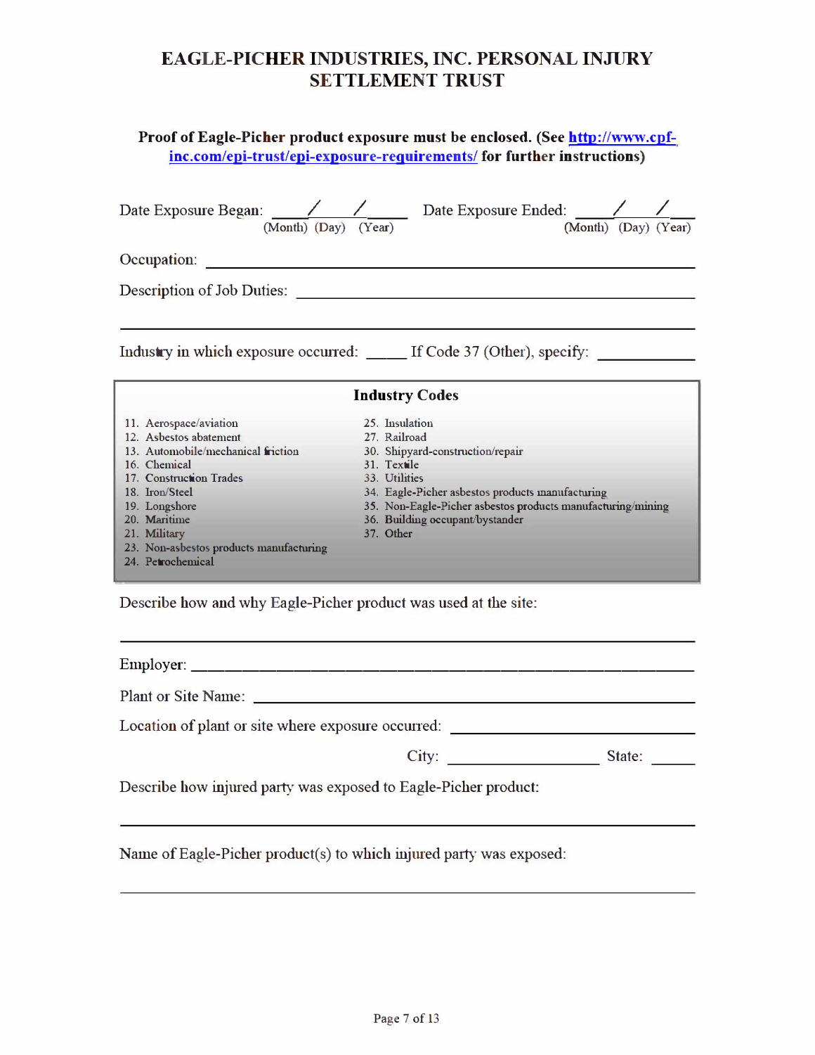# EAGLE-PICHER INDUSTRIES, INC. PERSONAL INJURY SETTLEMENT TRUST

**Proof of Eagle-Picher product exposure must be enclosed. (See [http://www.cpf-inc.com/epi-trust/epi-exposure-requirements/](http://www.cpf-inc.com/epi-trust/epi-exposure-requirements/) for further instructions)**

Date Exposure Began: _____/_____/_____ (Month) (Day) (Year)    Date Exposure Ended: _____/_____/_____ (Month) (Day) (Year)

Occupation: ______________________________________________

Description of Job Duties: ______________________________________________

______________________________________________

Industry in which exposure occurred: _____ If Code 37 (Other), specify: ___________

**Industry Codes**

| | |
|---|---|
| 11. Aerospace/aviation | 25. Insulation |
| 12. Asbestos abatement | 27. Railroad |
| 13. Automobile/mechanical friction | 30. Shipyard-construction/repair |
| 16. Chemical | 31. Textile |
| 17. Construction Trades | 33. Utilities |
| 18. Iron/Steel | 34. Eagle-Picher asbestos products manufacturing |
| 19. Longshore | 35. Non-Eagle-Picher asbestos products manufacturing/mining |
| 20. Maritime | 36. Building occupant/bystander |
| 21. Military | 37. Other |
| 23. Non-asbestos products manufacturing | |
| 24. Petrochemical | |

Describe how and why Eagle-Picher product was used at the site:

______________________________________________

Employer: ______________________________________________

Plant or Site Name: ______________________________________________

Location of plant or site where exposure occurred: ______________________________

City: ____________________ State: _____

Describe how injured party was exposed to Eagle-Picher product:

______________________________________________

Name of Eagle-Picher product(s) to which injured party was exposed:

______________________________________________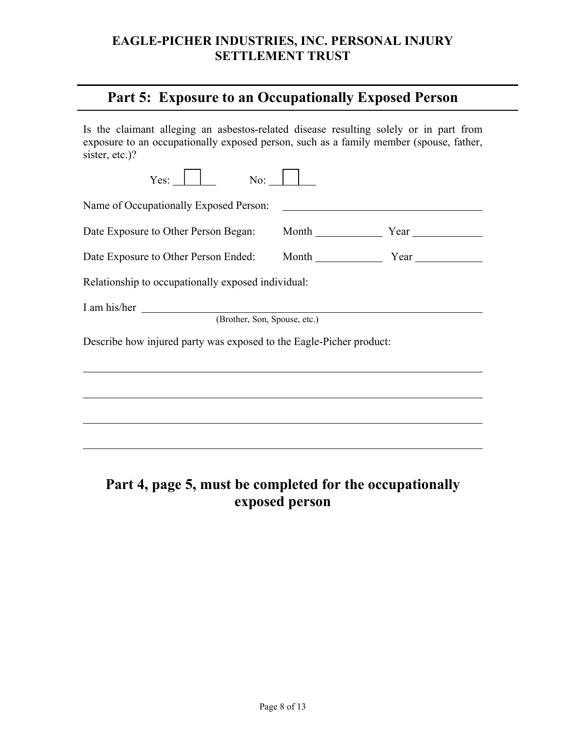# EAGLE-PICHER INDUSTRIES, INC. PERSONAL INJURY SETTLEMENT TRUST

## Part 5: Exposure to an Occupationally Exposed Person

Is the claimant alleging an asbestos-related disease resulting solely or in part from exposure to an occupationally exposed person, such as a family member (spouse, father, sister, etc.)?

Yes: ☐ No: ☐

Name of Occupationally Exposed Person: ____________________

Date Exposure to Other Person Began: Month __________ Year __________

Date Exposure to Other Person Ended: Month __________ Year __________

Relationship to occupationally exposed individual:

I am his/her ________________________________________
(Brother, Son, Spouse, etc.)

Describe how injured party was exposed to the Eagle-Picher product:

________________________________________

________________________________________

________________________________________

________________________________________

**Part 4, page 5, must be completed for the occupationally exposed person**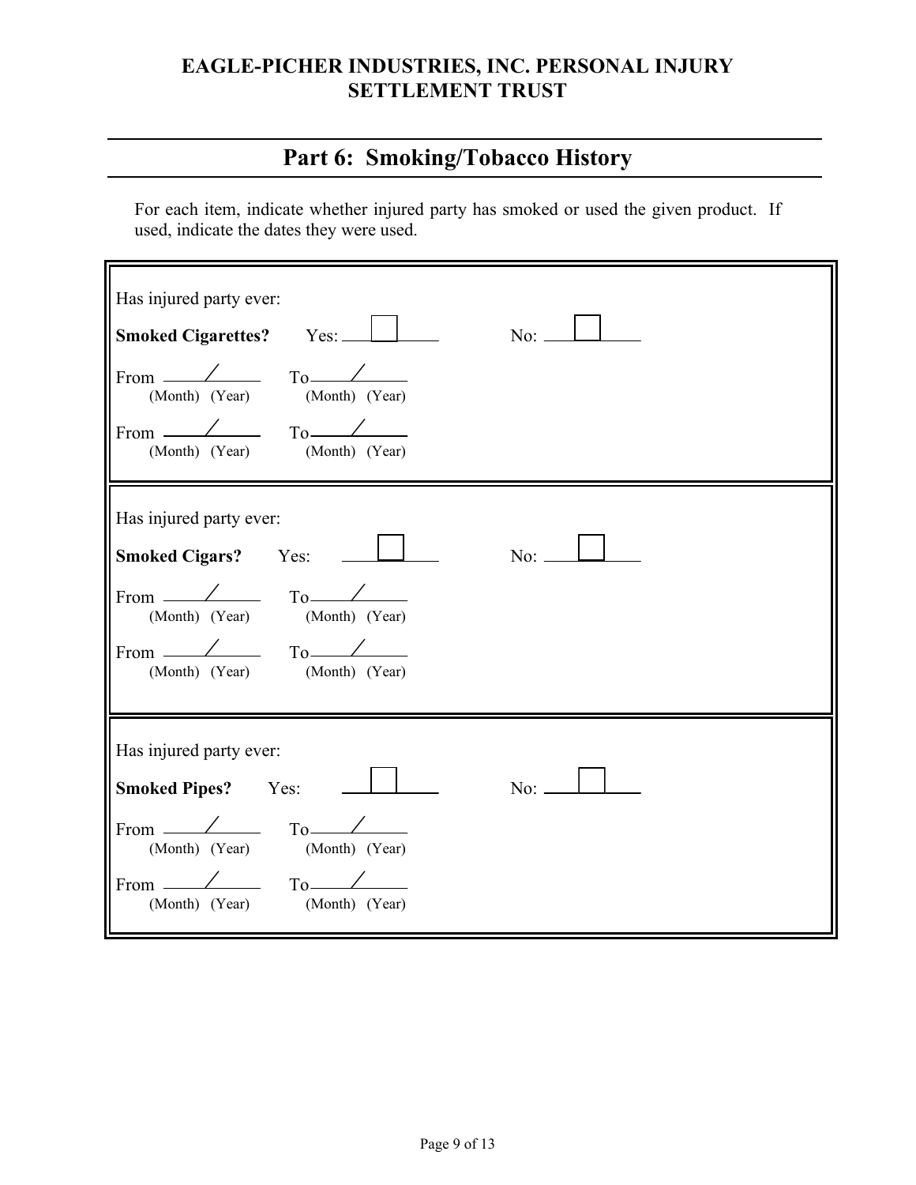# EAGLE-PICHER INDUSTRIES, INC. PERSONAL INJURY SETTLEMENT TRUST

## Part 6: Smoking/Tobacco History

For each item, indicate whether injured party has smoked or used the given product. If used, indicate the dates they were used.

Has injured party ever:

**Smoked Cigarettes?** Yes: ☐ No: ☐

From ____/____ To ____/____
(Month) (Year) (Month) (Year)

From ____/____ To ____/____
(Month) (Year) (Month) (Year)

Has injured party ever:

**Smoked Cigars?** Yes: ☐ No: ☐

From ____/____ To ____/____
(Month) (Year) (Month) (Year)

From ____/____ To ____/____
(Month) (Year) (Month) (Year)

Has injured party ever:

**Smoked Pipes?** Yes: ☐ No: ☐

From ____/____ To ____/____
(Month) (Year) (Month) (Year)

From ____/____ To ____/____
(Month) (Year) (Month) (Year)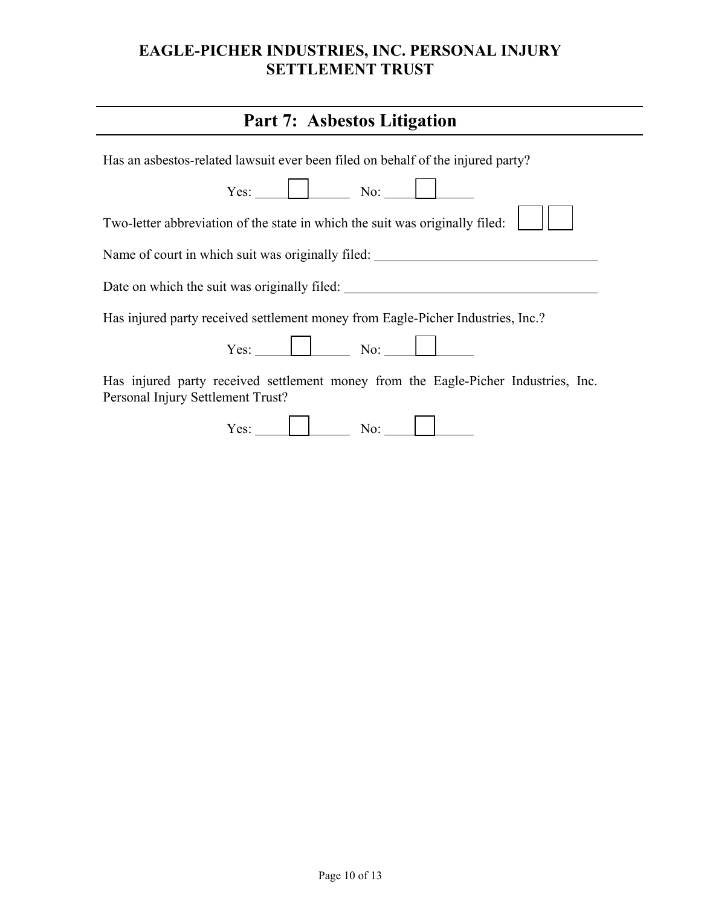**EAGLE-PICHER INDUSTRIES, INC. PERSONAL INJURY SETTLEMENT TRUST**

## Part 7: Asbestos Litigation

Has an asbestos-related lawsuit ever been filed on behalf of the injured party?

Yes: ☐ No: ☐

Two-letter abbreviation of the state in which the suit was originally filed: ☐ ☐

Name of court in which suit was originally filed: ______________________________

Date on which the suit was originally filed: ______________________________

Has injured party received settlement money from Eagle-Picher Industries, Inc.?

Yes: ☐ No: ☐

Has injured party received settlement money from the Eagle-Picher Industries, Inc. Personal Injury Settlement Trust?

Yes: ☐ No: ☐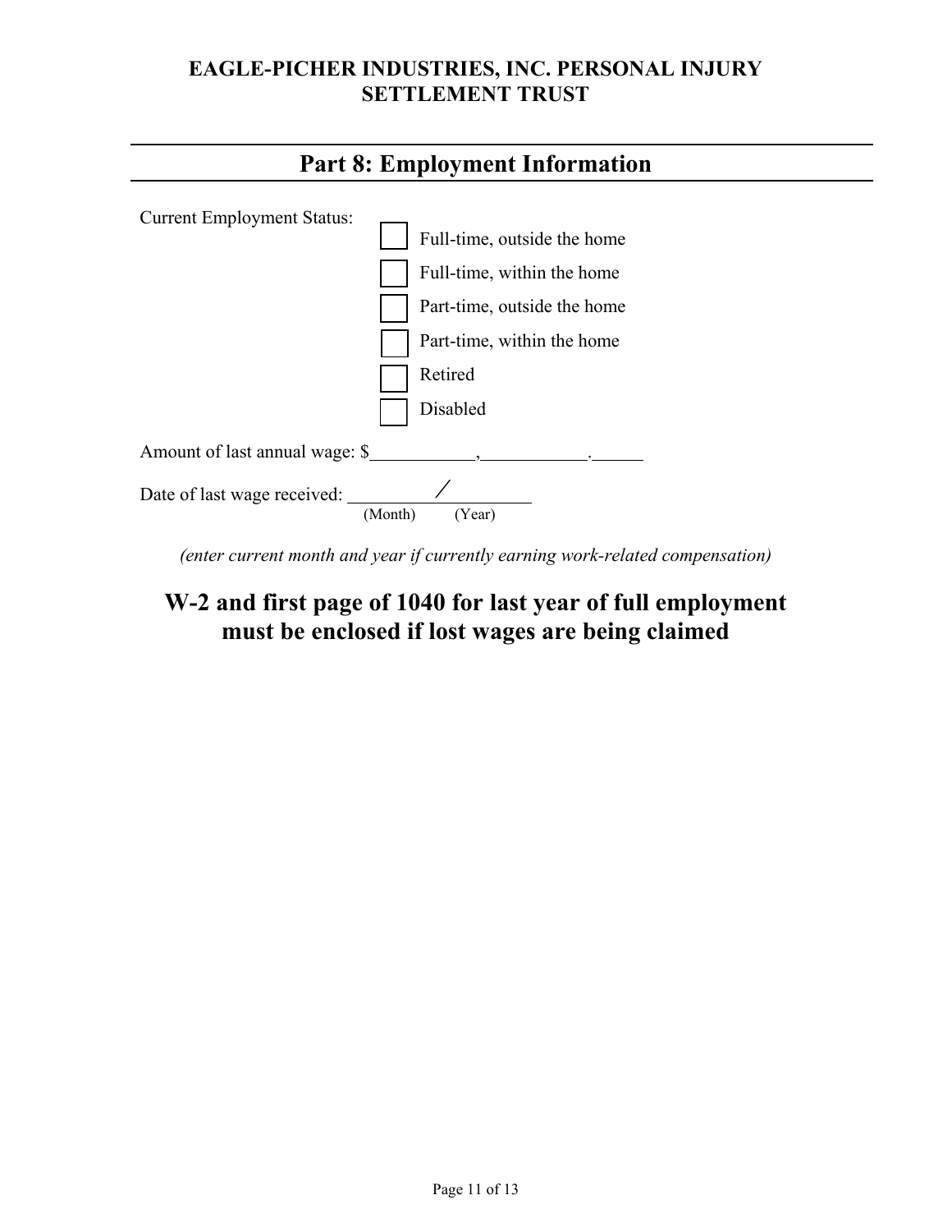# EAGLE-PICHER INDUSTRIES, INC. PERSONAL INJURY SETTLEMENT TRUST

## Part 8: Employment Information

Current Employment Status:

- ☐ Full-time, outside the home
- ☐ Full-time, within the home
- ☐ Part-time, outside the home
- ☐ Part-time, within the home
- ☐ Retired
- ☐ Disabled

Amount of last annual wage: $\_\_\_\_\_\_\_\_\_\_\_,\_\_\_\_\_\_\_\_\_\_\_.\_\_\_\_\_\_

Date of last wage received: \_\_\_\_\_\_\_\_\_\_/\_\_\_\_\_\_\_\_\_\_
(Month) (Year)

*(enter current month and year if currently earning work-related compensation)*

**W-2 and first page of 1040 for last year of full employment must be enclosed if lost wages are being claimed**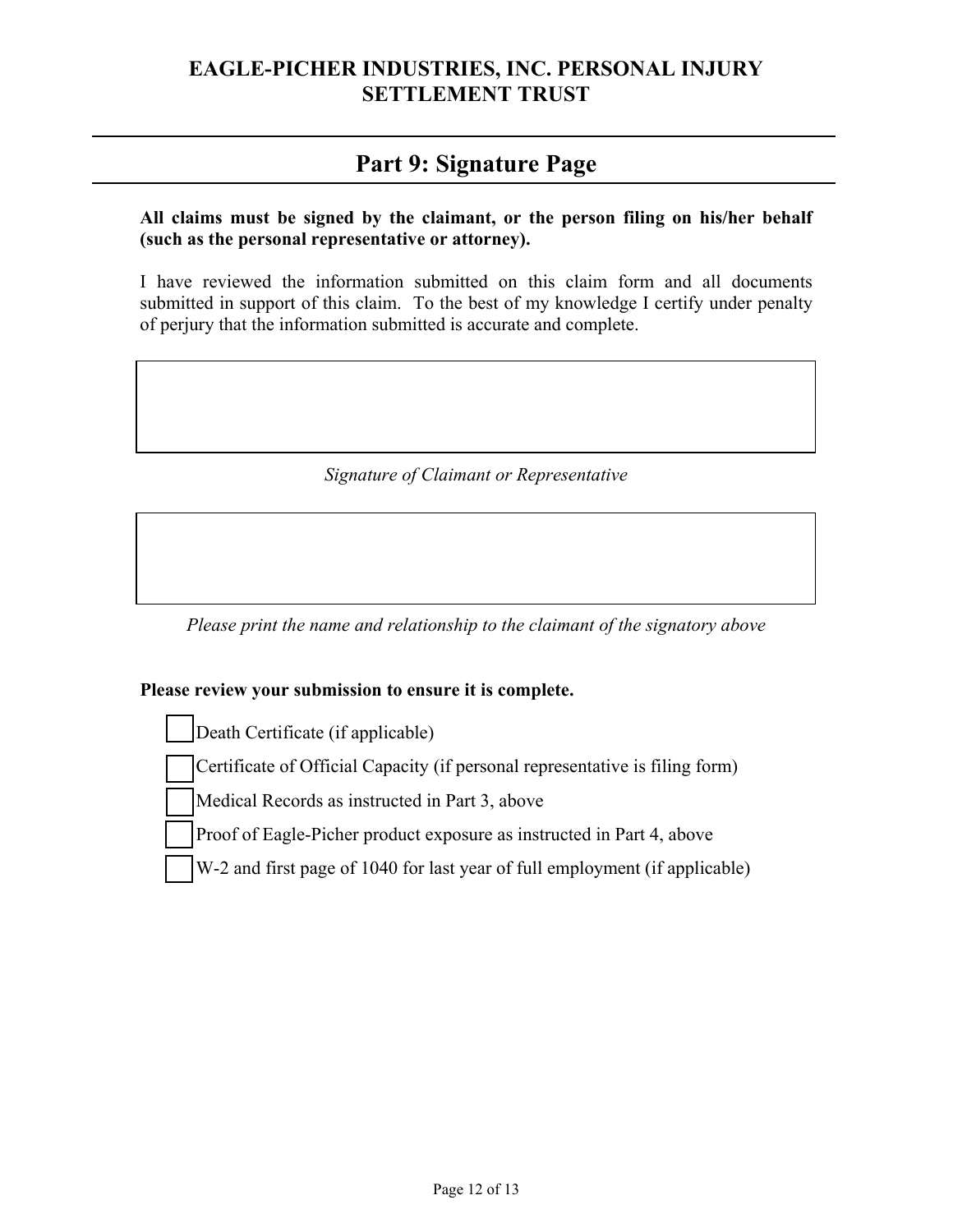# EAGLE-PICHER INDUSTRIES, INC. PERSONAL INJURY SETTLEMENT TRUST

## Part 9: Signature Page

**All claims must be signed by the claimant, or the person filing on his/her behalf (such as the personal representative or attorney).**

I have reviewed the information submitted on this claim form and all documents submitted in support of this claim. To the best of my knowledge I certify under penalty of perjury that the information submitted is accurate and complete.

*Signature of Claimant or Representative*

*Please print the name and relationship to the claimant of the signatory above*

**Please review your submission to ensure it is complete.**

- ☐ Death Certificate (if applicable)
- ☐ Certificate of Official Capacity (if personal representative is filing form)
- ☐ Medical Records as instructed in Part 3, above
- ☐ Proof of Eagle-Picher product exposure as instructed in Part 4, above
- ☐ W-2 and first page of 1040 for last year of full employment (if applicable)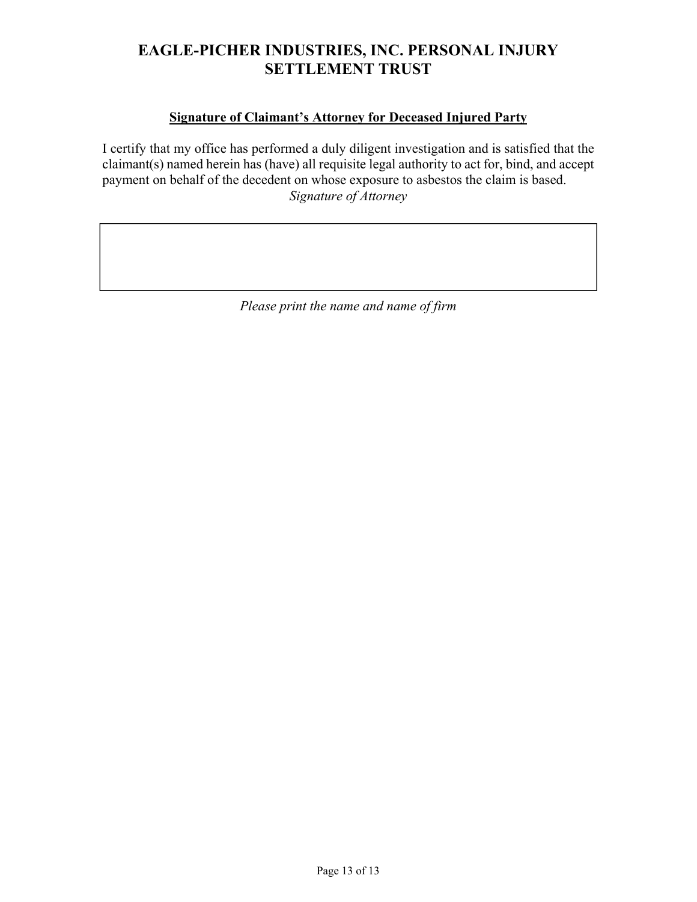# EAGLE-PICHER INDUSTRIES, INC. PERSONAL INJURY SETTLEMENT TRUST

**Signature of Claimant's Attorney for Deceased Injured Party**

I certify that my office has performed a duly diligent investigation and is satisfied that the claimant(s) named herein has (have) all requisite legal authority to act for, bind, and accept payment on behalf of the decedent on whose exposure to asbestos the claim is based.

*Signature of Attorney*

*Please print the name and name of firm*